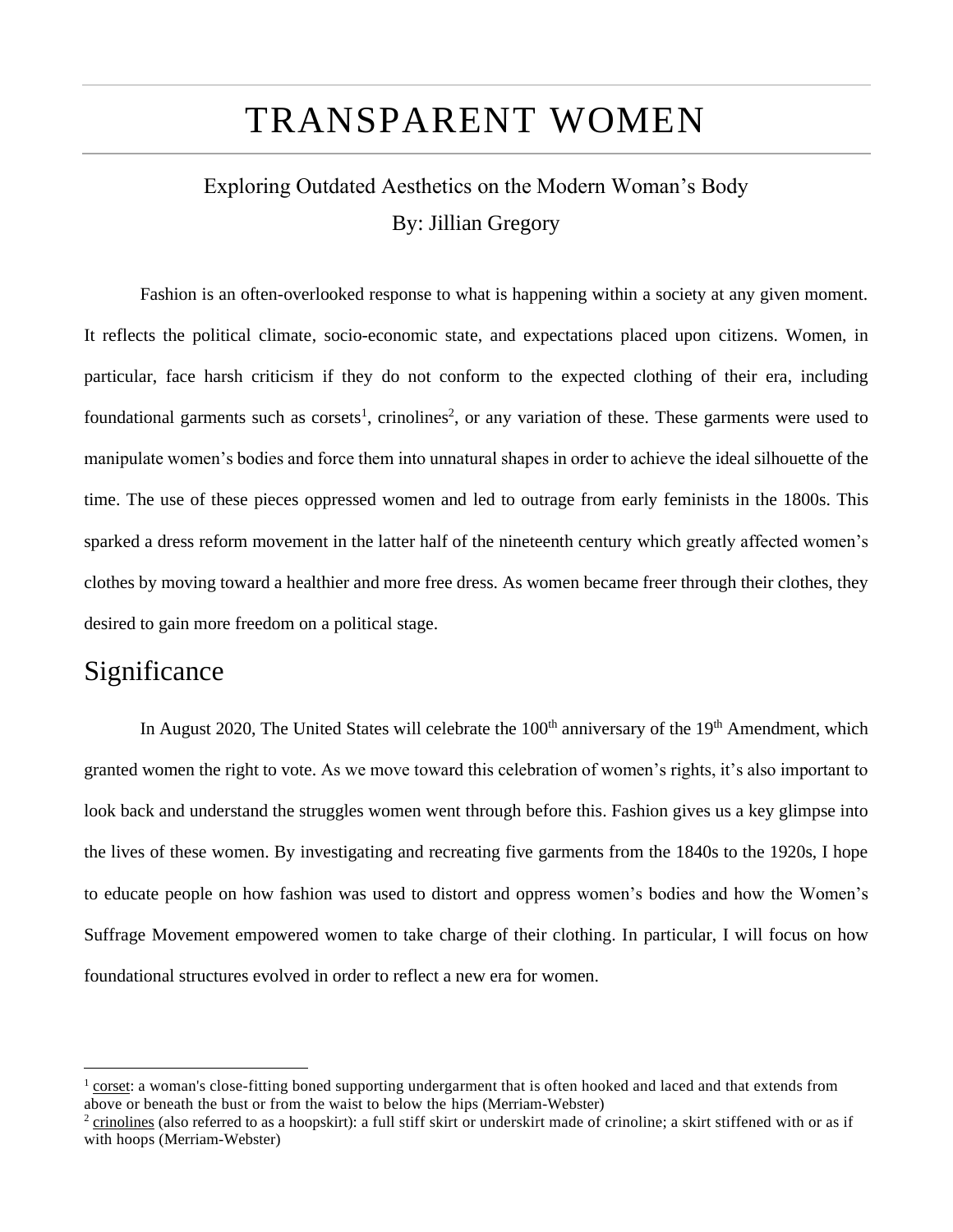# TRANSPARENT WOMEN

Exploring Outdated Aesthetics on the Modern Woman's Body

By: Jillian Gregory

Fashion is an often-overlooked response to what is happening within a society at any given moment. It reflects the political climate, socio-economic state, and expectations placed upon citizens. Women, in particular, face harsh criticism if they do not conform to the expected clothing of their era, including foundational garments such as corsets[1], crinolines[2], or any variation of these. These garments were used to manipulate women's bodies and force them into unnatural shapes in order to achieve the ideal silhouette of the time. The use of these pieces oppressed women and led to outrage from early feminists in the 1800s. This sparked a dress reform movement in the latter half of the nineteenth century which greatly affected women's clothes by moving toward a healthier and more free dress. As women became freer through their clothes, they desired to gain more freedom on a political stage.

## Significance

In August 2020, The United States will celebrate the 100th anniversary of the 19th Amendment, which granted women the right to vote. As we move toward this celebration of women's rights, it's also important to look back and understand the struggles women went through before this. Fashion gives us a key glimpse into the lives of these women. By investigating and recreating five garments from the 1840s to the 1920s, I hope to educate people on how fashion was used to distort and oppress women's bodies and how the Women's Suffrage Movement empowered women to take charge of their clothing. In particular, I will focus on how foundational structures evolved in order to reflect a new era for women.

---

[1] corset: a woman's close-fitting boned supporting undergarment that is often hooked and laced and that extends from above or beneath the bust or from the waist to below the hips (Merriam-Webster)

[2] crinolines (also referred to as a hoopskirt): a full stiff skirt or underskirt made of crinoline; a skirt stiffened with or as if with hoops (Merriam-Webster)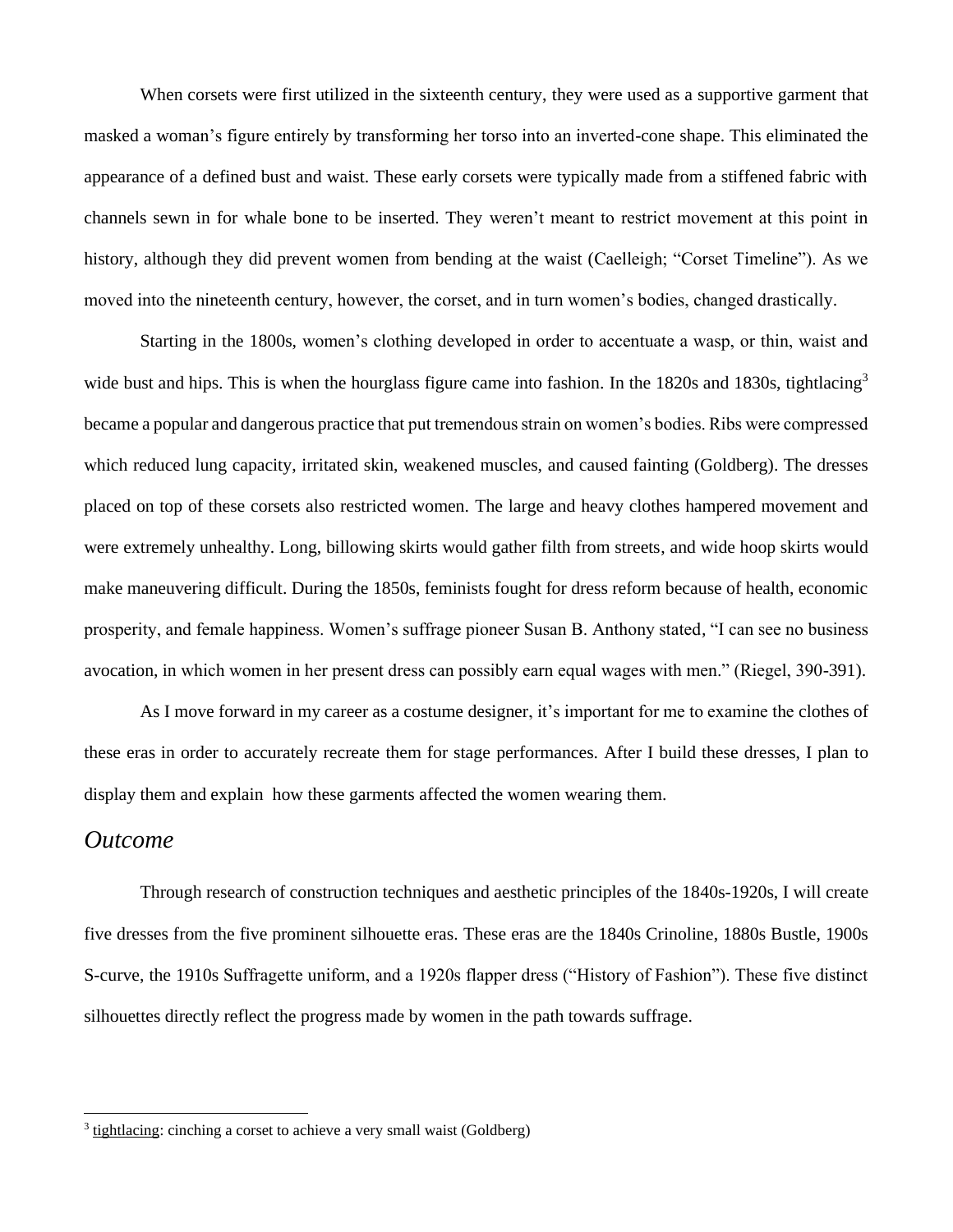When corsets were first utilized in the sixteenth century, they were used as a supportive garment that masked a woman's figure entirely by transforming her torso into an inverted-cone shape. This eliminated the appearance of a defined bust and waist. These early corsets were typically made from a stiffened fabric with channels sewn in for whale bone to be inserted. They weren't meant to restrict movement at this point in history, although they did prevent women from bending at the waist (Caelleigh; "Corset Timeline"). As we moved into the nineteenth century, however, the corset, and in turn women's bodies, changed drastically.

Starting in the 1800s, women's clothing developed in order to accentuate a wasp, or thin, waist and wide bust and hips. This is when the hourglass figure came into fashion. In the 1820s and 1830s, tightlacing[3] became a popular and dangerous practice that put tremendous strain on women's bodies. Ribs were compressed which reduced lung capacity, irritated skin, weakened muscles, and caused fainting (Goldberg). The dresses placed on top of these corsets also restricted women. The large and heavy clothes hampered movement and were extremely unhealthy. Long, billowing skirts would gather filth from streets, and wide hoop skirts would make maneuvering difficult. During the 1850s, feminists fought for dress reform because of health, economic prosperity, and female happiness. Women's suffrage pioneer Susan B. Anthony stated, "I can see no business avocation, in which women in her present dress can possibly earn equal wages with men." (Riegel, 390-391).

As I move forward in my career as a costume designer, it's important for me to examine the clothes of these eras in order to accurately recreate them for stage performances. After I build these dresses, I plan to display them and explain how these garments affected the women wearing them.

## *Outcome*

Through research of construction techniques and aesthetic principles of the 1840s-1920s, I will create five dresses from the five prominent silhouette eras. These eras are the 1840s Crinoline, 1880s Bustle, 1900s S-curve, the 1910s Suffragette uniform, and a 1920s flapper dress ("History of Fashion"). These five distinct silhouettes directly reflect the progress made by women in the path towards suffrage.

---

[3] <u>tightlacing</u>: cinching a corset to achieve a very small waist (Goldberg)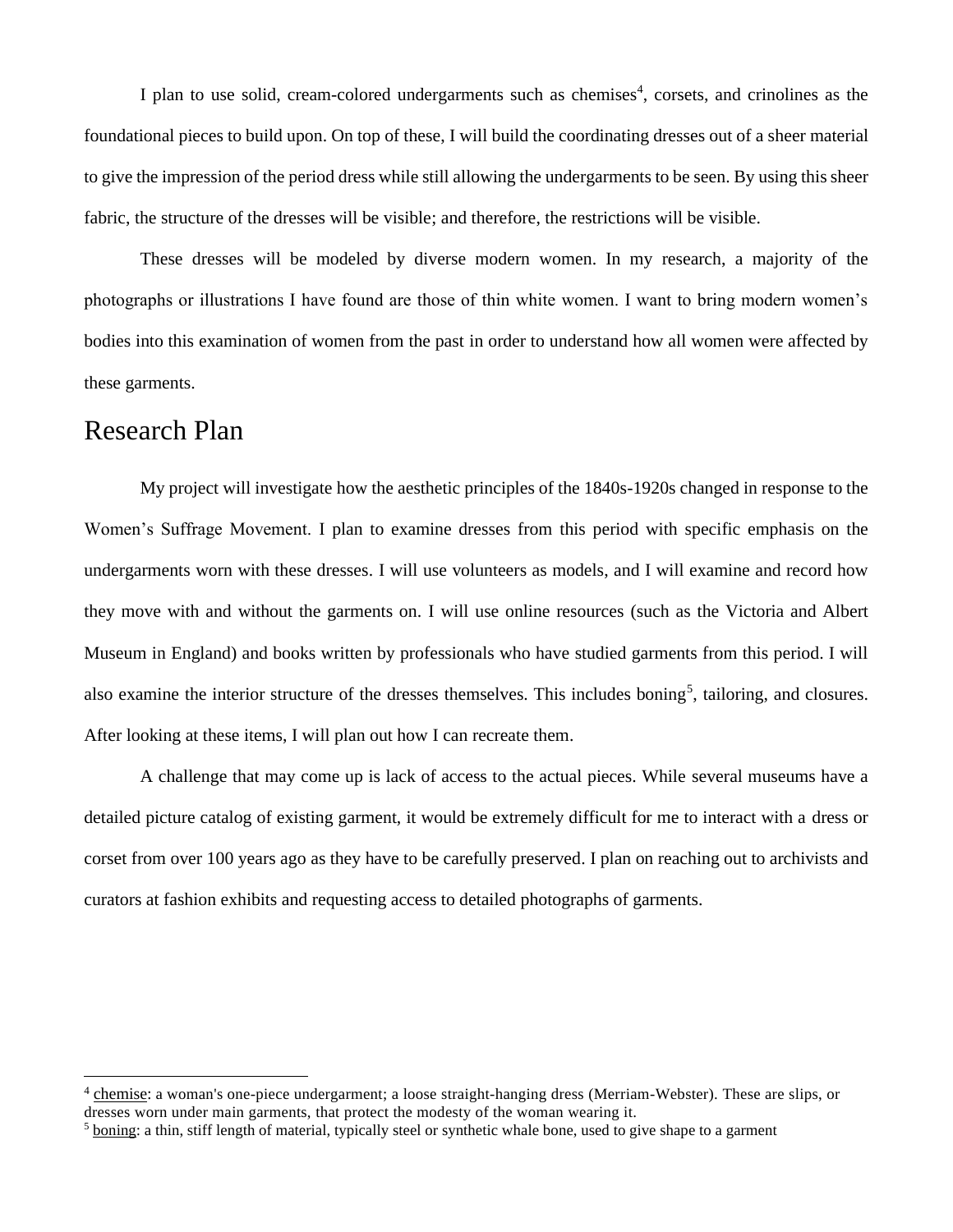I plan to use solid, cream-colored undergarments such as chemises[4], corsets, and crinolines as the foundational pieces to build upon. On top of these, I will build the coordinating dresses out of a sheer material to give the impression of the period dress while still allowing the undergarments to be seen. By using this sheer fabric, the structure of the dresses will be visible; and therefore, the restrictions will be visible.

These dresses will be modeled by diverse modern women. In my research, a majority of the photographs or illustrations I have found are those of thin white women. I want to bring modern women's bodies into this examination of women from the past in order to understand how all women were affected by these garments.

## Research Plan

My project will investigate how the aesthetic principles of the 1840s-1920s changed in response to the Women's Suffrage Movement. I plan to examine dresses from this period with specific emphasis on the undergarments worn with these dresses. I will use volunteers as models, and I will examine and record how they move with and without the garments on. I will use online resources (such as the Victoria and Albert Museum in England) and books written by professionals who have studied garments from this period. I will also examine the interior structure of the dresses themselves. This includes boning[5], tailoring, and closures. After looking at these items, I will plan out how I can recreate them.

A challenge that may come up is lack of access to the actual pieces. While several museums have a detailed picture catalog of existing garment, it would be extremely difficult for me to interact with a dress or corset from over 100 years ago as they have to be carefully preserved. I plan on reaching out to archivists and curators at fashion exhibits and requesting access to detailed photographs of garments.

---

[4] chemise: a woman's one-piece undergarment; a loose straight-hanging dress (Merriam-Webster). These are slips, or dresses worn under main garments, that protect the modesty of the woman wearing it.

[5] boning: a thin, stiff length of material, typically steel or synthetic whale bone, used to give shape to a garment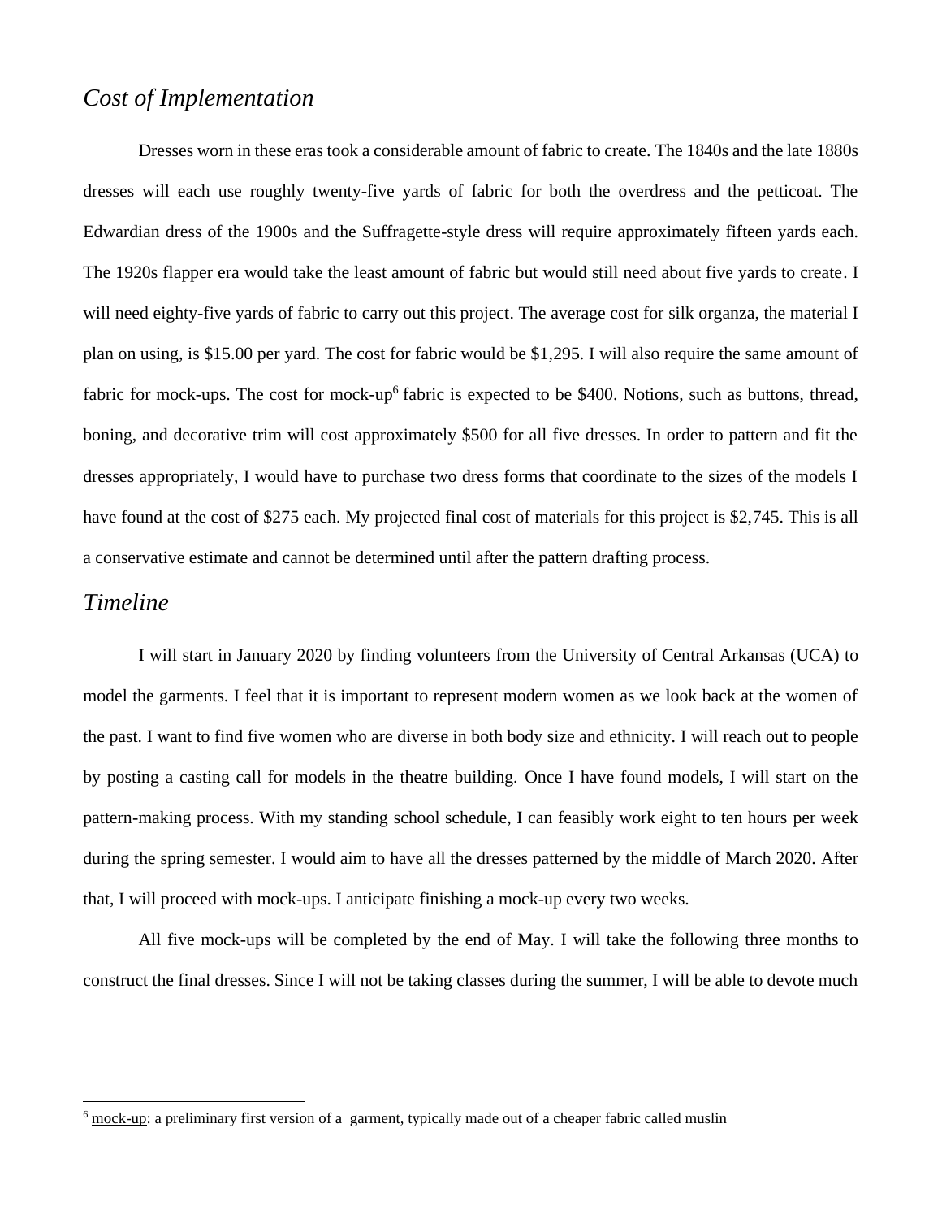## *Cost of Implementation*

Dresses worn in these eras took a considerable amount of fabric to create. The 1840s and the late 1880s dresses will each use roughly twenty-five yards of fabric for both the overdress and the petticoat. The Edwardian dress of the 1900s and the Suffragette-style dress will require approximately fifteen yards each. The 1920s flapper era would take the least amount of fabric but would still need about five yards to create. I will need eighty-five yards of fabric to carry out this project. The average cost for silk organza, the material I plan on using, is $15.00 per yard. The cost for fabric would be $1,295. I will also require the same amount of fabric for mock-ups. The cost for mock-up[6] fabric is expected to be $400. Notions, such as buttons, thread, boning, and decorative trim will cost approximately $500 for all five dresses. In order to pattern and fit the dresses appropriately, I would have to purchase two dress forms that coordinate to the sizes of the models I have found at the cost of $275 each. My projected final cost of materials for this project is $2,745. This is all a conservative estimate and cannot be determined until after the pattern drafting process.

## *Timeline*

I will start in January 2020 by finding volunteers from the University of Central Arkansas (UCA) to model the garments. I feel that it is important to represent modern women as we look back at the women of the past. I want to find five women who are diverse in both body size and ethnicity. I will reach out to people by posting a casting call for models in the theatre building. Once I have found models, I will start on the pattern-making process. With my standing school schedule, I can feasibly work eight to ten hours per week during the spring semester. I would aim to have all the dresses patterned by the middle of March 2020. After that, I will proceed with mock-ups. I anticipate finishing a mock-up every two weeks.

All five mock-ups will be completed by the end of May. I will take the following three months to construct the final dresses. Since I will not be taking classes during the summer, I will be able to devote much

[6] mock-up: a preliminary first version of a garment, typically made out of a cheaper fabric called muslin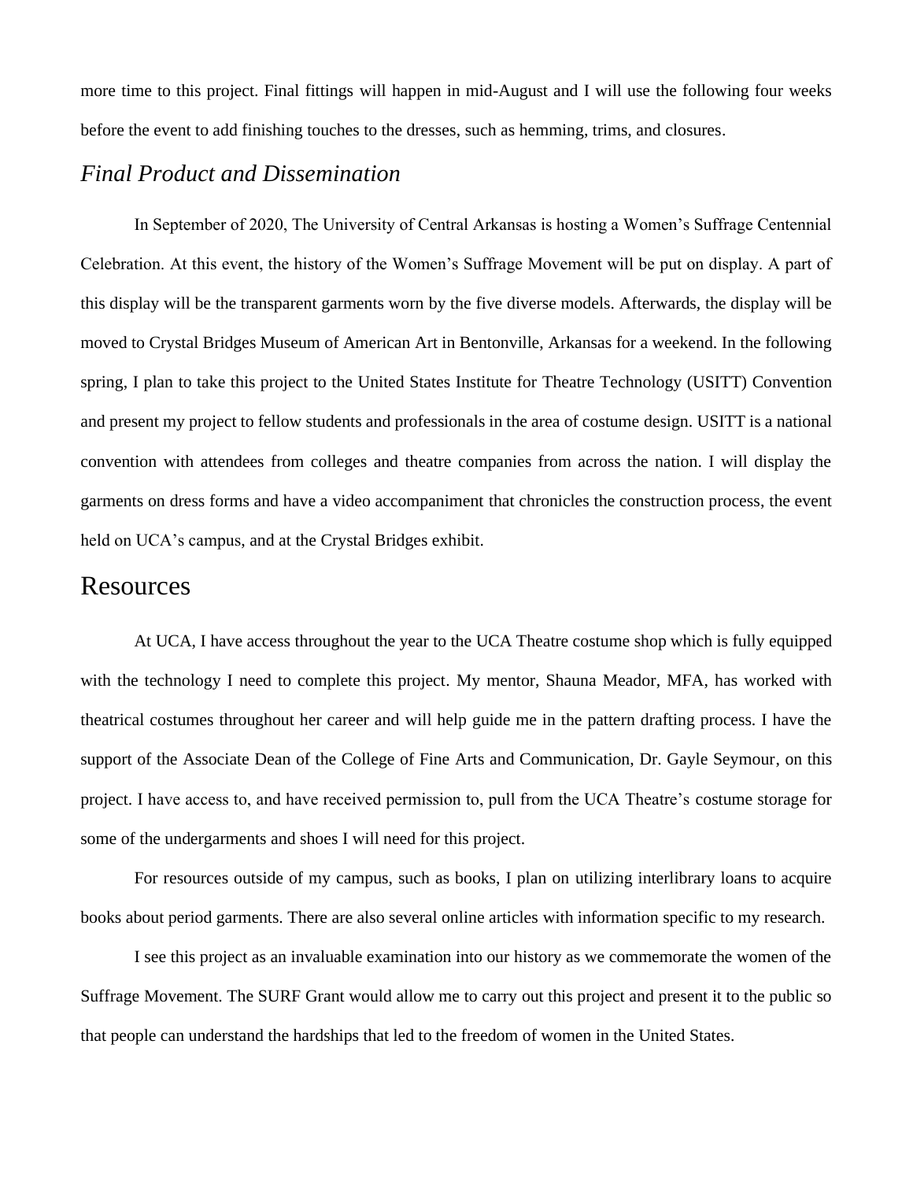more time to this project. Final fittings will happen in mid-August and I will use the following four weeks before the event to add finishing touches to the dresses, such as hemming, trims, and closures.

### *Final Product and Dissemination*

In September of 2020, The University of Central Arkansas is hosting a Women's Suffrage Centennial Celebration. At this event, the history of the Women's Suffrage Movement will be put on display. A part of this display will be the transparent garments worn by the five diverse models. Afterwards, the display will be moved to Crystal Bridges Museum of American Art in Bentonville, Arkansas for a weekend. In the following spring, I plan to take this project to the United States Institute for Theatre Technology (USITT) Convention and present my project to fellow students and professionals in the area of costume design. USITT is a national convention with attendees from colleges and theatre companies from across the nation. I will display the garments on dress forms and have a video accompaniment that chronicles the construction process, the event held on UCA's campus, and at the Crystal Bridges exhibit.

## Resources

At UCA, I have access throughout the year to the UCA Theatre costume shop which is fully equipped with the technology I need to complete this project. My mentor, Shauna Meador, MFA, has worked with theatrical costumes throughout her career and will help guide me in the pattern drafting process. I have the support of the Associate Dean of the College of Fine Arts and Communication, Dr. Gayle Seymour, on this project. I have access to, and have received permission to, pull from the UCA Theatre's costume storage for some of the undergarments and shoes I will need for this project.

For resources outside of my campus, such as books, I plan on utilizing interlibrary loans to acquire books about period garments. There are also several online articles with information specific to my research.

I see this project as an invaluable examination into our history as we commemorate the women of the Suffrage Movement. The SURF Grant would allow me to carry out this project and present it to the public so that people can understand the hardships that led to the freedom of women in the United States.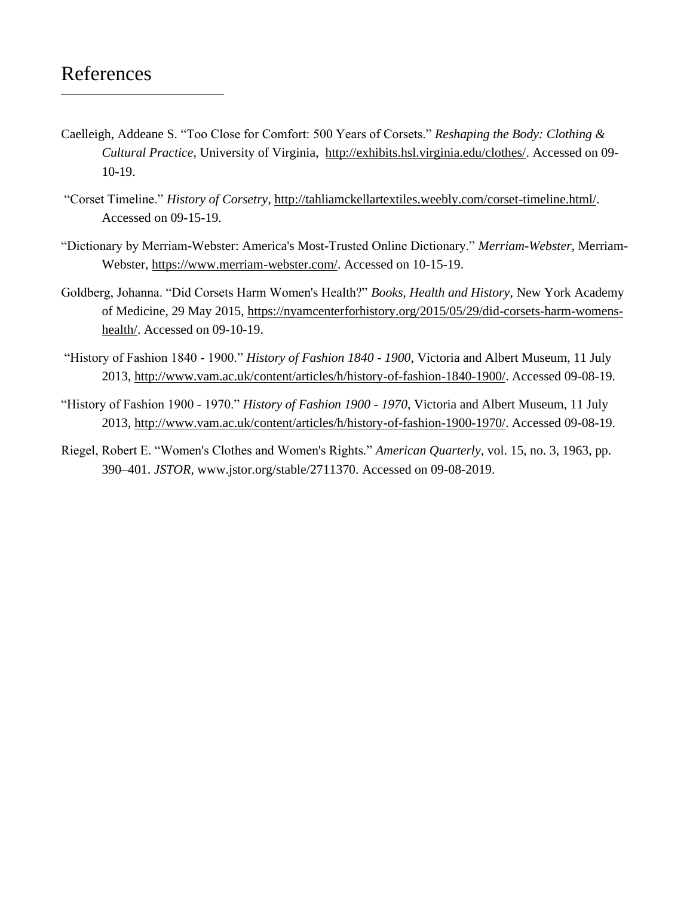# References

Caelleigh, Addeane S. "Too Close for Comfort: 500 Years of Corsets." *Reshaping the Body: Clothing & Cultural Practice*, University of Virginia, http://exhibits.hsl.virginia.edu/clothes/. Accessed on 09-10-19.

"Corset Timeline." *History of Corsetry*, http://tahliamckellartextiles.weebly.com/corset-timeline.html/. Accessed on 09-15-19.

"Dictionary by Merriam-Webster: America's Most-Trusted Online Dictionary." *Merriam-Webster*, Merriam-Webster, https://www.merriam-webster.com/. Accessed on 10-15-19.

Goldberg, Johanna. "Did Corsets Harm Women's Health?" *Books, Health and History*, New York Academy of Medicine, 29 May 2015, https://nyamcenterforhistory.org/2015/05/29/did-corsets-harm-womens-health/. Accessed on 09-10-19.

"History of Fashion 1840 - 1900." *History of Fashion 1840 - 1900*, Victoria and Albert Museum, 11 July 2013, http://www.vam.ac.uk/content/articles/h/history-of-fashion-1840-1900/. Accessed 09-08-19.

"History of Fashion 1900 - 1970." *History of Fashion 1900 - 1970*, Victoria and Albert Museum, 11 July 2013, http://www.vam.ac.uk/content/articles/h/history-of-fashion-1900-1970/. Accessed 09-08-19.

Riegel, Robert E. "Women's Clothes and Women's Rights." *American Quarterly*, vol. 15, no. 3, 1963, pp. 390–401. *JSTOR*, www.jstor.org/stable/2711370. Accessed on 09-08-2019.